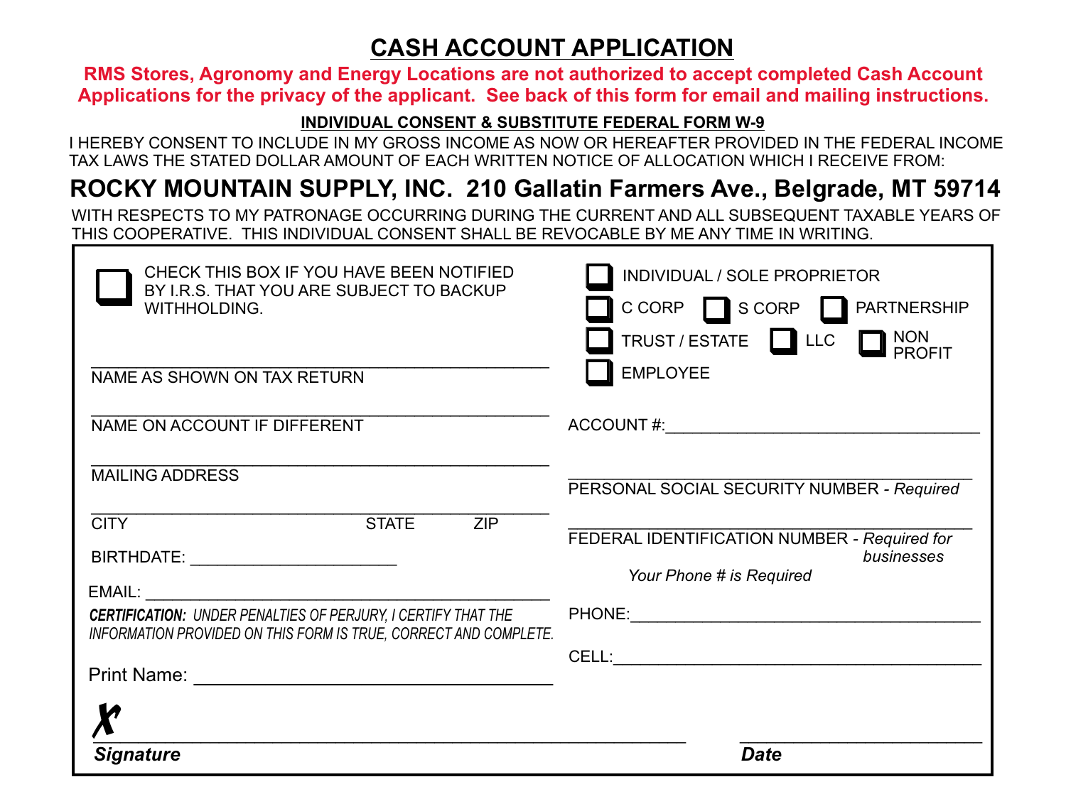# CASH ACCOUNT APPLICATION

**RMS Stores, Agronomy and Energy Locations are not authorized to accept completed Cash Account Applications for the privacy of the applicant. See back of this form for email and mailing instructions.**

**INDIVIDUAL CONSENT & SUBSTITUTE FEDERAL FORM W-9**

I HEREBY CONSENT TO INCLUDE IN MY GROSS INCOME AS NOW OR HEREAFTER PROVIDED IN THE FEDERAL INCOME TAX LAWS THE STATED DOLLAR AMOUNT OF EACH WRITTEN NOTICE OF ALLOCATION WHICH I RECEIVE FROM:

## ROCKY MOUNTAIN SUPPLY, INC. 210 Gallatin Farmers Ave., Belgrade, MT 59714

WITH RESPECTS TO MY PATRONAGE OCCURRING DURING THE CURRENT AND ALL SUBSEQUENT TAXABLE YEARS OF THIS COOPERATIVE. THIS INDIVIDUAL CONSENT SHALL BE REVOCABLE BY ME ANY TIME IN WRITING.

☐ CHECK THIS BOX IF YOU HAVE BEEN NOTIFIED BY I.R.S. THAT YOU ARE SUBJECT TO BACKUP WITHHOLDING.

☐ INDIVIDUAL / SOLE PROPRIETOR

☐ C CORP ☐ S CORP ☐ PARTNERSHIP

☐ TRUST / ESTATE ☐ LLC ☐ NON PROFIT

☐ EMPLOYEE

______________________________
NAME AS SHOWN ON TAX RETURN

______________________________
NAME ON ACCOUNT IF DIFFERENT

ACCOUNT #: ______________________________

______________________________
MAILING ADDRESS

______________________________
PERSONAL SOCIAL SECURITY NUMBER - *Required*

______________________________
CITY STATE ZIP

______________________________
FEDERAL IDENTIFICATION NUMBER - *Required for businesses*

BIRTHDATE: ______________________

*Your Phone # is Required*

EMAIL: ______________________________

PHONE: ______________________________

***CERTIFICATION:** UNDER PENALTIES OF PERJURY, I CERTIFY THAT THE INFORMATION PROVIDED ON THIS FORM IS TRUE, CORRECT AND COMPLETE.*

CELL: ______________________________

Print Name: ______________________________

✗ ______________________________ ______________________
***Signature*** ***Date***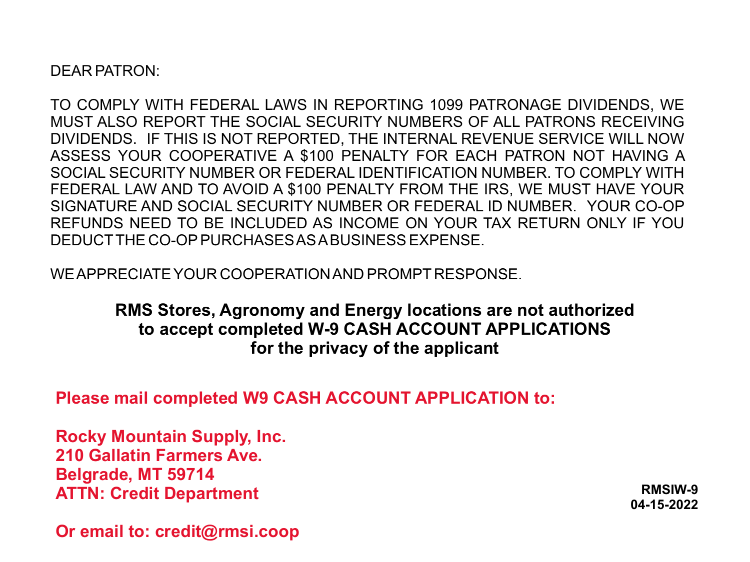DEAR PATRON:

TO COMPLY WITH FEDERAL LAWS IN REPORTING 1099 PATRONAGE DIVIDENDS, WE MUST ALSO REPORT THE SOCIAL SECURITY NUMBERS OF ALL PATRONS RECEIVING DIVIDENDS. IF THIS IS NOT REPORTED, THE INTERNAL REVENUE SERVICE WILL NOW ASSESS YOUR COOPERATIVE A $100 PENALTY FOR EACH PATRON NOT HAVING A SOCIAL SECURITY NUMBER OR FEDERAL IDENTIFICATION NUMBER. TO COMPLY WITH FEDERAL LAW AND TO AVOID A $100 PENALTY FROM THE IRS, WE MUST HAVE YOUR SIGNATURE AND SOCIAL SECURITY NUMBER OR FEDERAL ID NUMBER. YOUR CO-OP REFUNDS NEED TO BE INCLUDED AS INCOME ON YOUR TAX RETURN ONLY IF YOU DEDUCT THE CO-OP PURCHASES AS A BUSINESS EXPENSE.

WE APPRECIATE YOUR COOPERATION AND PROMPT RESPONSE.

**RMS Stores, Agronomy and Energy locations are not authorized to accept completed W-9 CASH ACCOUNT APPLICATIONS for the privacy of the applicant**

**Please mail completed W9 CASH ACCOUNT APPLICATION to:**

**Rocky Mountain Supply, Inc.**
**210 Gallatin Farmers Ave.**
**Belgrade, MT 59714**
**ATTN: Credit Department**

**Or email to: credit@rmsi.coop**

**RMSIW-9**
**04-15-2022**